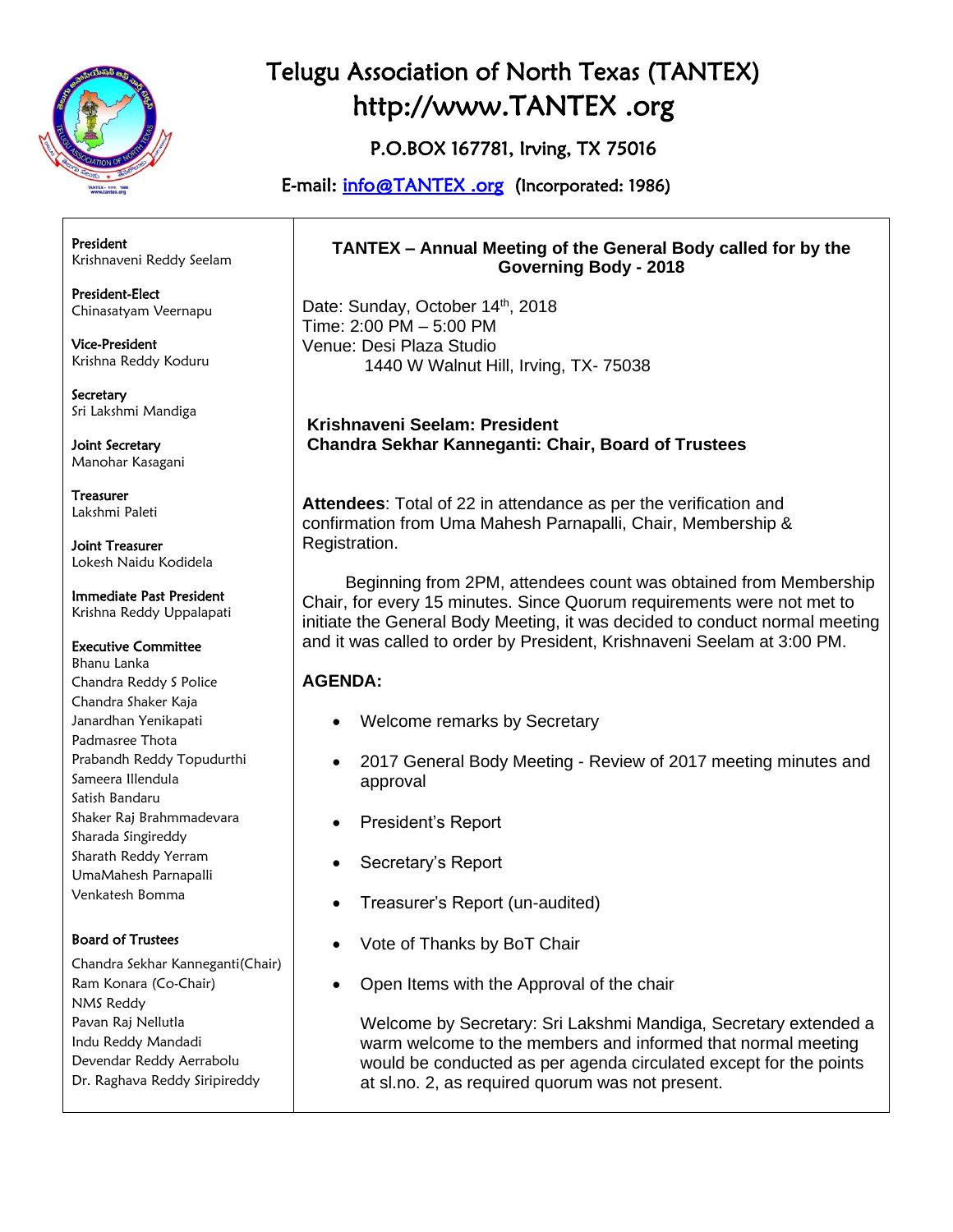# Telugu Association of North Texas (TANTEX)

## http://www.TANTEX .org

P.O.BOX 167781, Irving, TX 75016

E-mail: info@TANTEX .org (Incorporated: 1986)

**President**
Krishnaveni Reddy Seelam

**President-Elect**
Chinasatyam Veernapu

**Vice-President**
Krishna Reddy Koduru

**Secretary**
Sri Lakshmi Mandiga

**Joint Secretary**
Manohar Kasagani

**Treasurer**
Lakshmi Paleti

**Joint Treasurer**
Lokesh Naidu Kodidela

**Immediate Past President**
Krishna Reddy Uppalapati

**Executive Committee**
Bhanu Lanka
Chandra Reddy S Police
Chandra Shaker Kaja
Janardhan Yenikapati
Padmasree Thota
Prabandh Reddy Topudurthi
Sameera Illendula
Satish Bandaru
Shaker Raj Brahmmadevara
Sharada Singireddy
Sharath Reddy Yerram
UmaMahesh Parnapalli
Venkatesh Bomma

**Board of Trustees**
Chandra Sekhar Kanneganti(Chair)
Ram Konara (Co-Chair)
NMS Reddy
Pavan Raj Nellutla
Indu Reddy Mandadi
Devendar Reddy Aerrabolu
Dr. Raghava Reddy Siripireddy

### TANTEX – Annual Meeting of the General Body called for by the Governing Body - 2018

Date: Sunday, October 14th, 2018
Time: 2:00 PM – 5:00 PM
Venue: Desi Plaza Studio
1440 W Walnut Hill, Irving, TX- 75038

**Krishnaveni Seelam: President**
**Chandra Sekhar Kanneganti: Chair, Board of Trustees**

**Attendees**: Total of 22 in attendance as per the verification and confirmation from Uma Mahesh Parnapalli, Chair, Membership & Registration.

Beginning from 2PM, attendees count was obtained from Membership Chair, for every 15 minutes. Since Quorum requirements were not met to initiate the General Body Meeting, it was decided to conduct normal meeting and it was called to order by President, Krishnaveni Seelam at 3:00 PM.

**AGENDA:**

- Welcome remarks by Secretary
- 2017 General Body Meeting - Review of 2017 meeting minutes and approval
- President's Report
- Secretary's Report
- Treasurer's Report (un-audited)
- Vote of Thanks by BoT Chair
- Open Items with the Approval of the chair

Welcome by Secretary: Sri Lakshmi Mandiga, Secretary extended a warm welcome to the members and informed that normal meeting would be conducted as per agenda circulated except for the points at sl.no. 2, as required quorum was not present.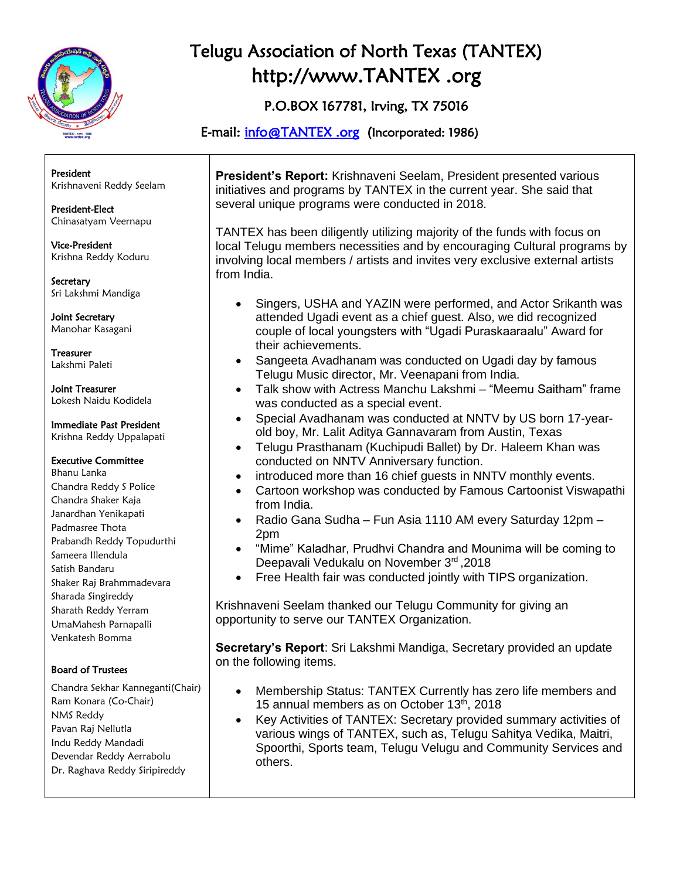# Telugu Association of North Texas (TANTEX)

## http://www.TANTEX .org

P.O.BOX 167781, Irving, TX 75016

E-mail: info@TANTEX .org (Incorporated: 1986)

**President**
Krishnaveni Reddy Seelam

**President-Elect**
Chinasatyam Veernapu

**Vice-President**
Krishna Reddy Koduru

**Secretary**
Sri Lakshmi Mandiga

**Joint Secretary**
Manohar Kasagani

**Treasurer**
Lakshmi Paleti

**Joint Treasurer**
Lokesh Naidu Kodidela

**Immediate Past President**
Krishna Reddy Uppalapati

**Executive Committee**
Bhanu Lanka
Chandra Reddy S Police
Chandra Shaker Kaja
Janardhan Yenikapati
Padmasree Thota
Prabandh Reddy Topudurthi
Sameera Illendula
Satish Bandaru
Shaker Raj Brahmmadevara
Sharada Singireddy
Sharath Reddy Yerram
UmaMahesh Parnapalli
Venkatesh Bomma

**Board of Trustees**
Chandra Sekhar Kanneganti(Chair)
Ram Konara (Co-Chair)
NMS Reddy
Pavan Raj Nellutla
Indu Reddy Mandadi
Devendar Reddy Aerrabolu
Dr. Raghava Reddy Siripireddy

**President's Report:** Krishnaveni Seelam, President presented various initiatives and programs by TANTEX in the current year. She said that several unique programs were conducted in 2018.

TANTEX has been diligently utilizing majority of the funds with focus on local Telugu members necessities and by encouraging Cultural programs by involving local members / artists and invites very exclusive external artists from India.

- Singers, USHA and YAZIN were performed, and Actor Srikanth was attended Ugadi event as a chief guest. Also, we did recognized couple of local youngsters with "Ugadi Puraskaaraalu" Award for their achievements.
- Sangeeta Avadhanam was conducted on Ugadi day by famous Telugu Music director, Mr. Veenapani from India.
- Talk show with Actress Manchu Lakshmi – "Meemu Saitham" frame was conducted as a special event.
- Special Avadhanam was conducted at NNTV by US born 17-year-old boy, Mr. Lalit Aditya Gannavaram from Austin, Texas
- Telugu Prasthanam (Kuchipudi Ballet) by Dr. Haleem Khan was conducted on NNTV Anniversary function.
- introduced more than 16 chief guests in NNTV monthly events.
- Cartoon workshop was conducted by Famous Cartoonist Viswapathi from India.
- Radio Gana Sudha – Fun Asia 1110 AM every Saturday 12pm – 2pm
- "Mime" Kaladhar, Prudhvi Chandra and Mounima will be coming to Deepavali Vedukalu on November 3rd ,2018
- Free Health fair was conducted jointly with TIPS organization.

Krishnaveni Seelam thanked our Telugu Community for giving an opportunity to serve our TANTEX Organization.

**Secretary's Report**: Sri Lakshmi Mandiga, Secretary provided an update on the following items.

- Membership Status: TANTEX Currently has zero life members and 15 annual members as on October 13th, 2018
- Key Activities of TANTEX: Secretary provided summary activities of various wings of TANTEX, such as, Telugu Sahitya Vedika, Maitri, Spoorthi, Sports team, Telugu Velugu and Community Services and others.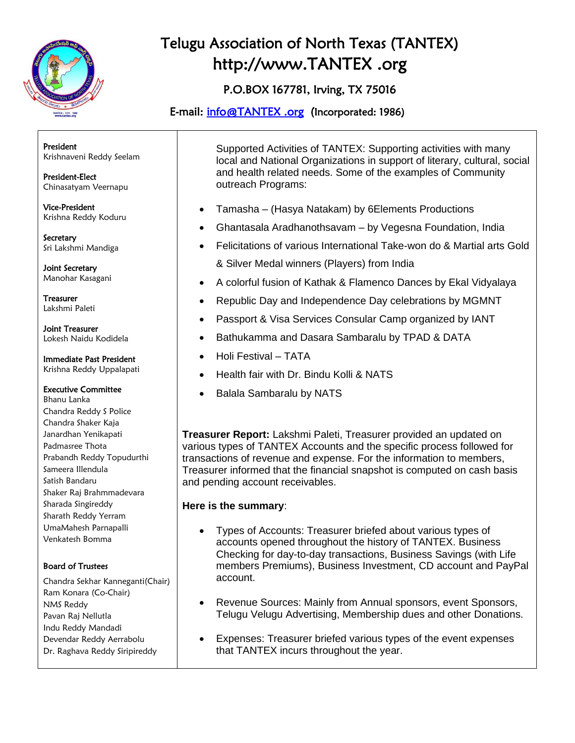# Telugu Association of North Texas (TANTEX)

## http://www.TANTEX .org

P.O.BOX 167781, Irving, TX 75016

E-mail: info@TANTEX .org (Incorporated: 1986)

**President**
Krishnaveni Reddy Seelam

**President-Elect**
Chinasatyam Veernapu

**Vice-President**
Krishna Reddy Koduru

**Secretary**
Sri Lakshmi Mandiga

**Joint Secretary**
Manohar Kasagani

**Treasurer**
Lakshmi Paleti

**Joint Treasurer**
Lokesh Naidu Kodidela

**Immediate Past President**
Krishna Reddy Uppalapati

**Executive Committee**
Bhanu Lanka
Chandra Reddy S Police
Chandra Shaker Kaja
Janardhan Yenikapati
Padmasree Thota
Prabandh Reddy Topudurthi
Sameera Illendula
Satish Bandaru
Shaker Raj Brahmmadevara
Sharada Singireddy
Sharath Reddy Yerram
UmaMahesh Parnapalli
Venkatesh Bomma

**Board of Trustees**
Chandra Sekhar Kanneganti(Chair)
Ram Konara (Co-Chair)
NMS Reddy
Pavan Raj Nellutla
Indu Reddy Mandadi
Devendar Reddy Aerrabolu
Dr. Raghava Reddy Siripireddy

Supported Activities of TANTEX: Supporting activities with many local and National Organizations in support of literary, cultural, social and health related needs. Some of the examples of Community outreach Programs:

- Tamasha – (Hasya Natakam) by 6Elements Productions
- Ghantasala Aradhanothsavam – by Vegesna Foundation, India
- Felicitations of various International Take-won do & Martial arts Gold & Silver Medal winners (Players) from India
- A colorful fusion of Kathak & Flamenco Dances by Ekal Vidyalaya
- Republic Day and Independence Day celebrations by MGMNT
- Passport & Visa Services Consular Camp organized by IANT
- Bathukamma and Dasara Sambaralu by TPAD & DATA
- Holi Festival – TATA
- Health fair with Dr. Bindu Kolli & NATS
- Balala Sambaralu by NATS

**Treasurer Report:** Lakshmi Paleti, Treasurer provided an updated on various types of TANTEX Accounts and the specific process followed for transactions of revenue and expense. For the information to members, Treasurer informed that the financial snapshot is computed on cash basis and pending account receivables.

**Here is the summary**:

- Types of Accounts: Treasurer briefed about various types of accounts opened throughout the history of TANTEX. Business Checking for day-to-day transactions, Business Savings (with Life members Premiums), Business Investment, CD account and PayPal account.
- Revenue Sources: Mainly from Annual sponsors, event Sponsors, Telugu Velugu Advertising, Membership dues and other Donations.
- Expenses: Treasurer briefed various types of the event expenses that TANTEX incurs throughout the year.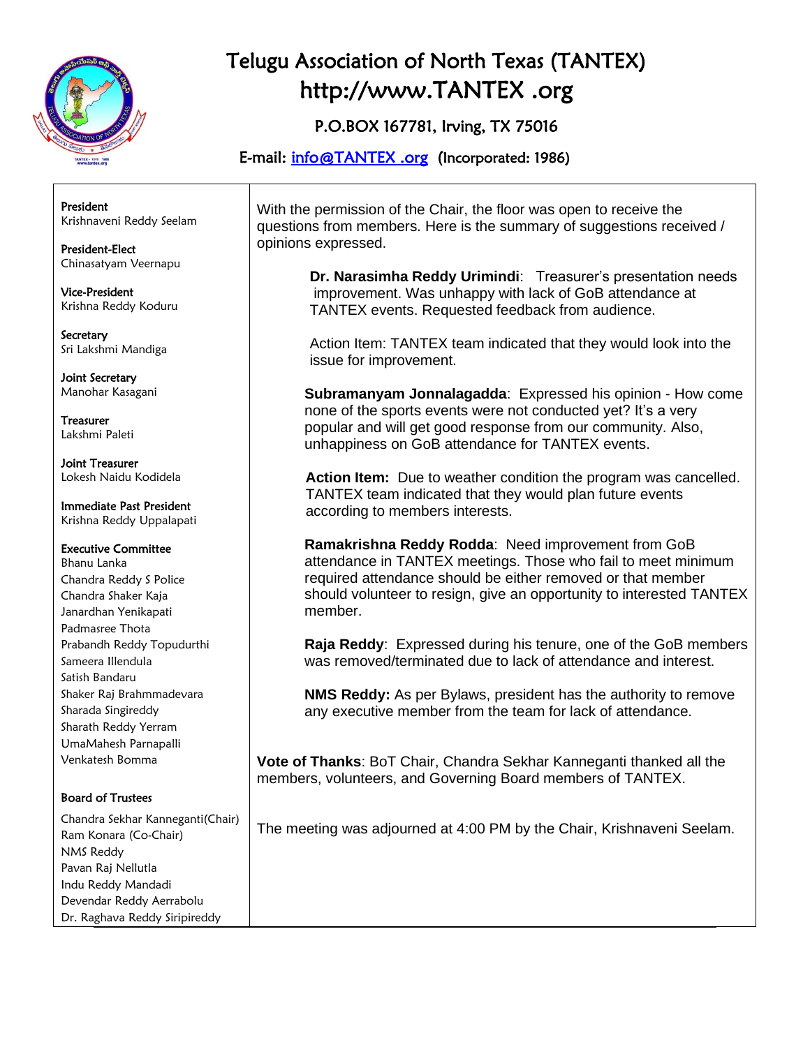# Telugu Association of North Texas (TANTEX)

## http://www.TANTEX .org

P.O.BOX 167781, Irving, TX 75016

E-mail: info@TANTEX .org (Incorporated: 1986)

**President**
Krishnaveni Reddy Seelam

**President-Elect**
Chinasatyam Veernapu

**Vice-President**
Krishna Reddy Koduru

**Secretary**
Sri Lakshmi Mandiga

**Joint Secretary**
Manohar Kasagani

**Treasurer**
Lakshmi Paleti

**Joint Treasurer**
Lokesh Naidu Kodidela

**Immediate Past President**
Krishna Reddy Uppalapati

**Executive Committee**
Bhanu Lanka
Chandra Reddy S Police
Chandra Shaker Kaja
Janardhan Yenikapati
Padmasree Thota
Prabandh Reddy Topudurthi
Sameera Illendula
Satish Bandaru
Shaker Raj Brahmmadevara
Sharada Singireddy
Sharath Reddy Yerram
UmaMahesh Parnapalli
Venkatesh Bomma

**Board of Trustees**
Chandra Sekhar Kanneganti(Chair)
Ram Konara (Co-Chair)
NMS Reddy
Pavan Raj Nellutla
Indu Reddy Mandadi
Devendar Reddy Aerrabolu
Dr. Raghava Reddy Siripireddy

With the permission of the Chair, the floor was open to receive the questions from members. Here is the summary of suggestions received / opinions expressed.

**Dr. Narasimha Reddy Urimindi**: Treasurer's presentation needs improvement. Was unhappy with lack of GoB attendance at TANTEX events. Requested feedback from audience.

Action Item: TANTEX team indicated that they would look into the issue for improvement.

**Subramanyam Jonnalagadda**: Expressed his opinion - How come none of the sports events were not conducted yet? It's a very popular and will get good response from our community. Also, unhappiness on GoB attendance for TANTEX events.

**Action Item:** Due to weather condition the program was cancelled. TANTEX team indicated that they would plan future events according to members interests.

**Ramakrishna Reddy Rodda**: Need improvement from GoB attendance in TANTEX meetings. Those who fail to meet minimum required attendance should be either removed or that member should volunteer to resign, give an opportunity to interested TANTEX member.

**Raja Reddy**: Expressed during his tenure, one of the GoB members was removed/terminated due to lack of attendance and interest.

**NMS Reddy:** As per Bylaws, president has the authority to remove any executive member from the team for lack of attendance.

**Vote of Thanks**: BoT Chair, Chandra Sekhar Kanneganti thanked all the members, volunteers, and Governing Board members of TANTEX.

The meeting was adjourned at 4:00 PM by the Chair, Krishnaveni Seelam.